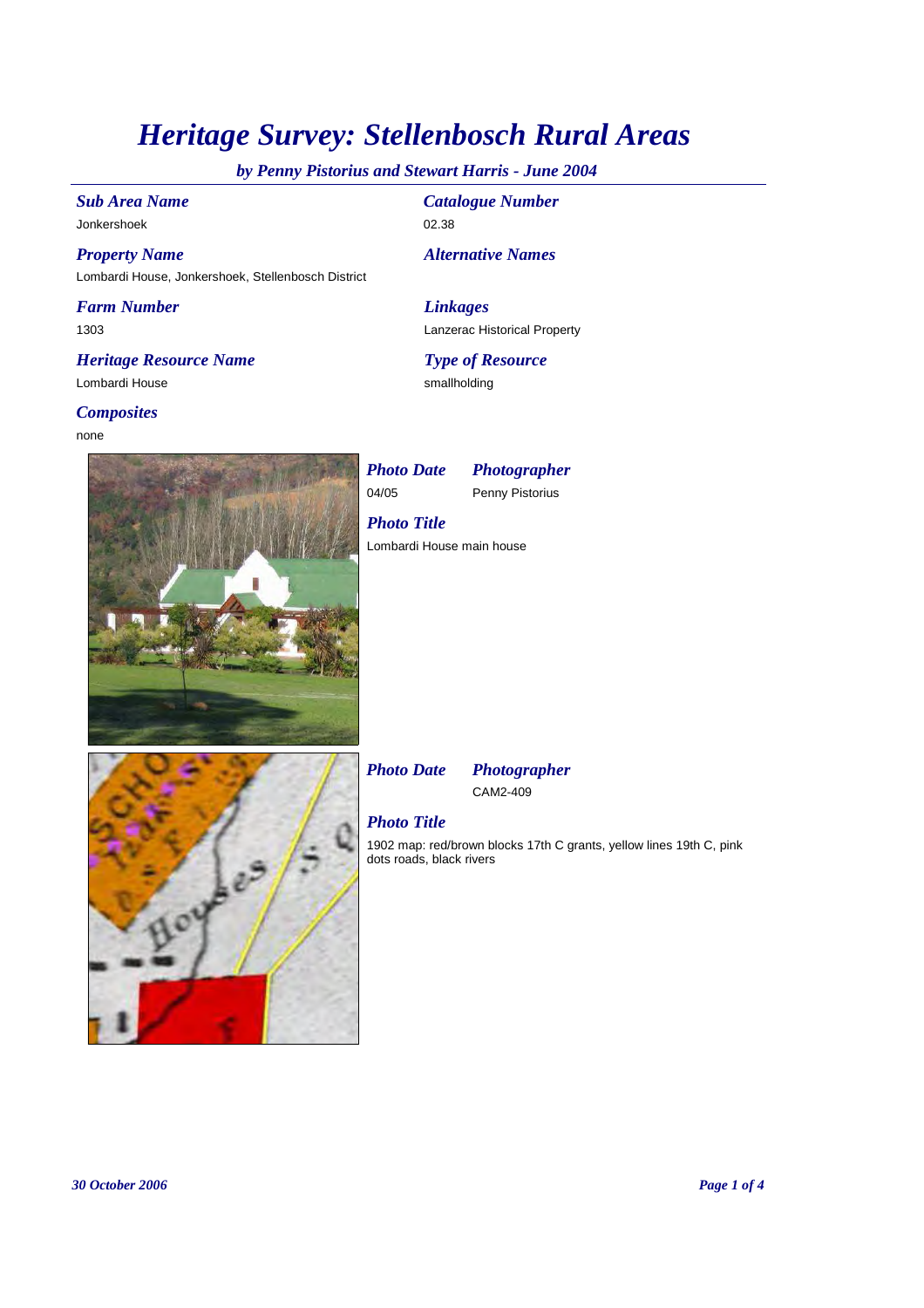# *Heritage Survey: Stellenbosch Rural Areas*

*by Penny Pistorius and Stewart Harris - June 2004*

***Sub Area Name***
Jonkershoek

***Catalogue Number***
02.38

***Property Name***
Lombardi House, Jonkershoek, Stellenbosch District

***Alternative Names***

***Farm Number***
1303

***Linkages***
Lanzerac Historical Property

***Heritage Resource Name***
Lombardi House

***Type of Resource***
smallholding

***Composites***
none

***Photo Date***
04/05

***Photographer***
Penny Pistorius

***Photo Title***
Lombardi House main house

***Photo Date***

***Photographer***
CAM2-409

***Photo Title***
1902 map: red/brown blocks 17th C grants, yellow lines 19th C, pink dots roads, black rivers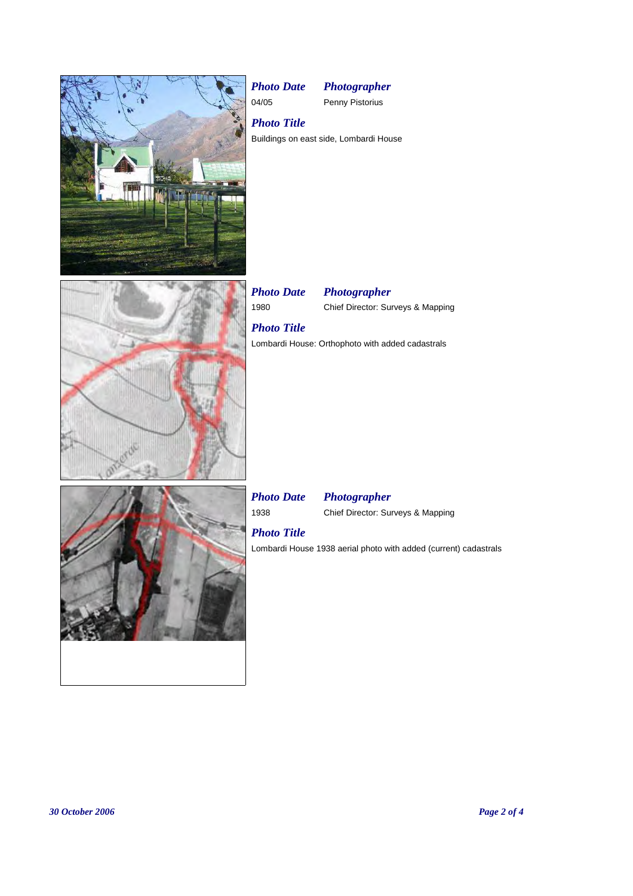***Photo Date*** 04/05

***Photographer*** Penny Pistorius

***Photo Title***

Buildings on east side, Lombardi House

***Photo Date*** 1980

***Photographer*** Chief Director: Surveys & Mapping

***Photo Title***

Lombardi House: Orthophoto with added cadastrals

***Photo Date*** 1938

***Photographer*** Chief Director: Surveys & Mapping

***Photo Title***

Lombardi House 1938 aerial photo with added (current) cadastrals

*30 October 2006*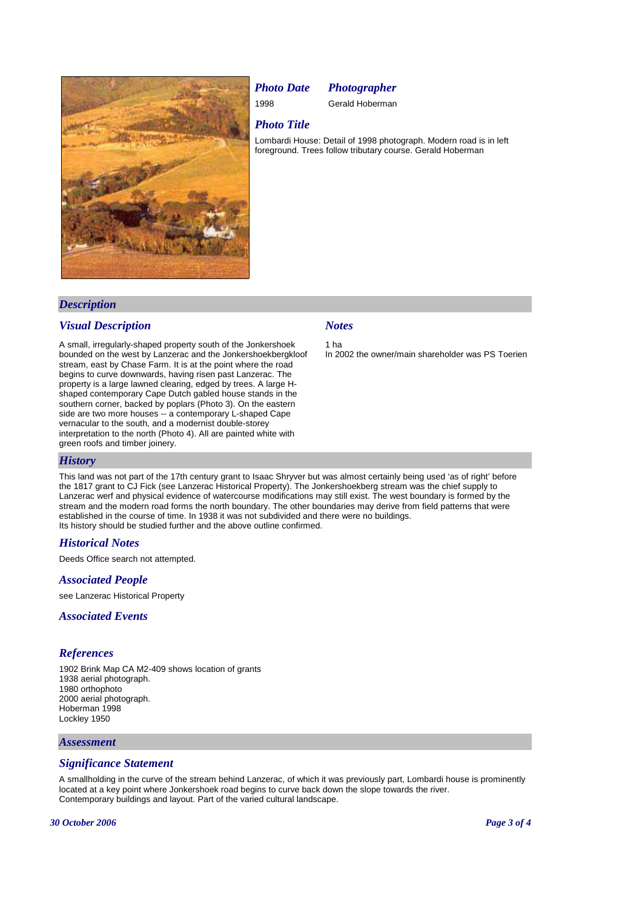### Photo Date

1998

### Photographer

Gerald Hoberman

### Photo Title

Lombardi House: Detail of 1998 photograph. Modern road is in left foreground. Trees follow tributary course. Gerald Hoberman

## Description

### Visual Description

A small, irregularly-shaped property south of the Jonkershoek bounded on the west by Lanzerac and the Jonkershoekbergkloof stream, east by Chase Farm. It is at the point where the road begins to curve downwards, having risen past Lanzerac. The property is a large lawned clearing, edged by trees. A large H-shaped contemporary Cape Dutch gabled house stands in the southern corner, backed by poplars (Photo 3). On the eastern side are two more houses -- a contemporary L-shaped Cape vernacular to the south, and a modernist double-storey interpretation to the north (Photo 4). All are painted white with green roofs and timber joinery.

### Notes

1 ha

In 2002 the owner/main shareholder was PS Toerien

## History

This land was not part of the 17th century grant to Isaac Shryver but was almost certainly being used 'as of right' before the 1817 grant to CJ Fick (see Lanzerac Historical Property). The Jonkershoekberg stream was the chief supply to Lanzerac werf and physical evidence of watercourse modifications may still exist. The west boundary is formed by the stream and the modern road forms the north boundary. The other boundaries may derive from field patterns that were established in the course of time. In 1938 it was not subdivided and there were no buildings.
Its history should be studied further and the above outline confirmed.

### Historical Notes

Deeds Office search not attempted.

### Associated People

see Lanzerac Historical Property

### Associated Events

### References

1902 Brink Map CA M2-409 shows location of grants
1938 aerial photograph.
1980 orthophoto
2000 aerial photograph.
Hoberman 1998
Lockley 1950

## Assessment

### Significance Statement

A smallholding in the curve of the stream behind Lanzerac, of which it was previously part, Lombardi house is prominently located at a key point where Jonkershoek road begins to curve back down the slope towards the river.
Contemporary buildings and layout. Part of the varied cultural landscape.

*30 October 2006*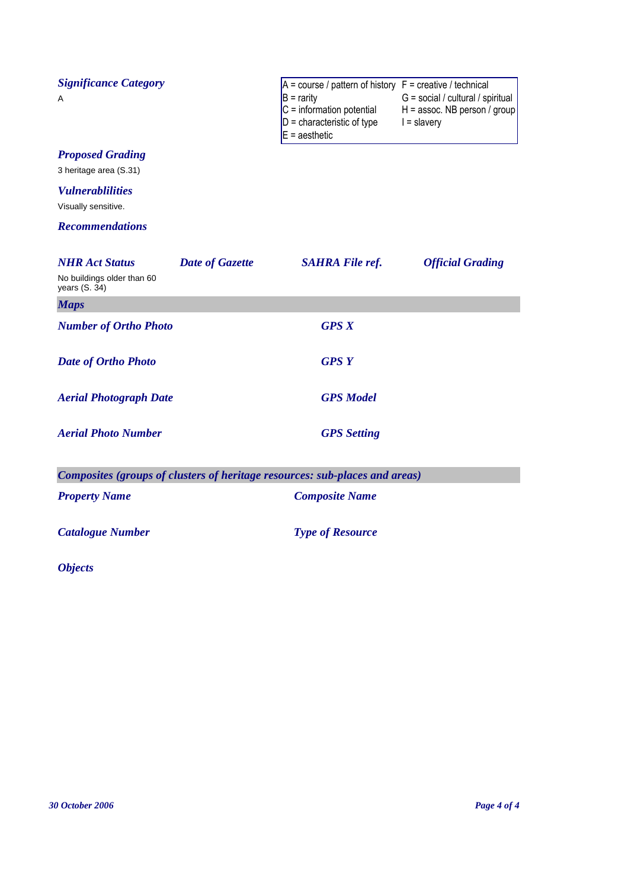### *Significance Category*

A

| | |
|---|---|
| A = course / pattern of history | F = creative / technical |
| B = rarity | G = social / cultural / spiritual |
| C = information potential | H = assoc. NB person / group |
| D = characteristic of type | I = slavery |
| E = aesthetic | |

### *Proposed Grading*

3 heritage area (S.31)

### *Vulnerablilities*

Visually sensitive.

### *Recommendations*

| *NHR Act Status* | *Date of Gazette* | *SAHRA File ref.* | *Official Grading* |
|---|---|---|---|
| No buildings older than 60 years (S. 34) | | | |

## *Maps*

| | |
|---|---|
| ***Number of Ortho Photo*** | ***GPS X*** |
| ***Date of Ortho Photo*** | ***GPS Y*** |
| ***Aerial Photograph Date*** | ***GPS Model*** |
| ***Aerial Photo Number*** | ***GPS Setting*** |

## *Composites (groups of clusters of heritage resources: sub-places and areas)*

| | |
|---|---|
| ***Property Name*** | ***Composite Name*** |
| ***Catalogue Number*** | ***Type of Resource*** |

***Objects***